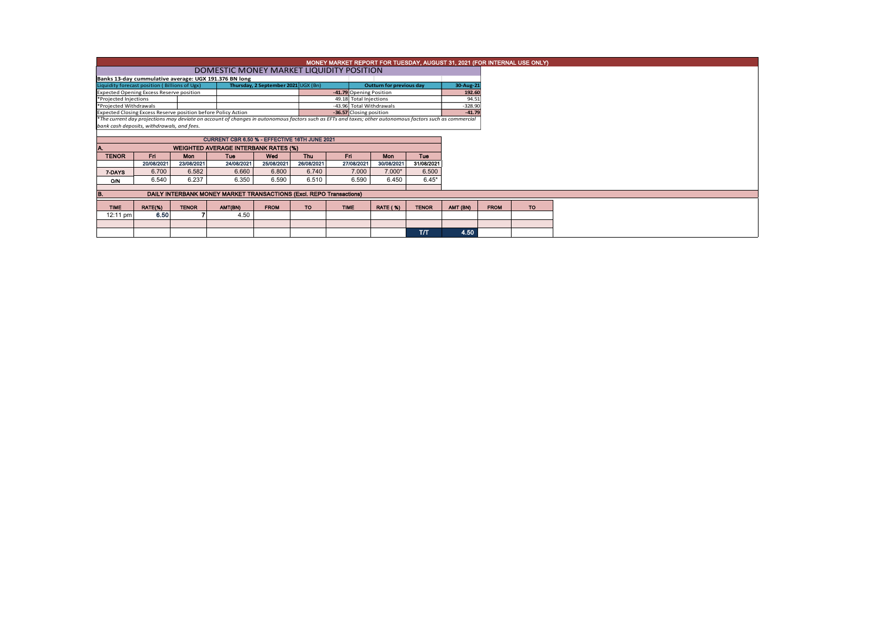# MONEY MARKET REPORT FOR TUESDAY, AUGUST 31, 2021 (FOR INTERNAL USE ONLY)

## DOMESTIC MONEY MARKET LIQUIDITY POSITION

**Banks 13-day cummulative average: UGX 191.376 BN long**

| Liquidity forecast position ( Billions of Ugx) | Thursday, 2 September 2021 UGX (Bn) | Outturn for previous day | 30-Aug-21 |
|---|---|---|---|
| Expected Opening Excess Reserve position | -41.79 | Opening Position | 192.60 |
| *Projected Injections | 49.18 | Total Injections | 94.51 |
| *Projected Withdrawals | -43.96 | Total Withdrawals | -328.90 |
| Expected Closing Excess Reserve position before Policy Action | -36.57 | Closing position | -41.79 |

*The current day projections may deviate on account of changes in autonomous factors such as EFTs and taxes; other autonomous factors such as commercial bank cash deposits, withdrawals, and fees.*

### CURRENT CBR 6.50 % - EFFECTIVE 16TH JUNE 2021

### A. WEIGHTED AVERAGE INTERBANK RATES (%)

| TENOR | Fri | Mon | Tue | Wed | Thu | Fri | Mon | Tue |
|---|---|---|---|---|---|---|---|---|
| | 20/08/2021 | 23/08/2021 | 24/08/2021 | 25/08/2021 | 26/08/2021 | 27/08/2021 | 30/08/2021 | 31/08/2021 |
| 7-DAYS | 6.700 | 6.582 | 6.660 | 6.800 | 6.740 | 7.000 | 7.000* | 6.500 |
| O/N | 6.540 | 6.237 | 6.350 | 6.590 | 6.510 | 6.590 | 6.450 | 6.45* |

### B. DAILY INTERBANK MONEY MARKET TRANSACTIONS (Excl. REPO Transactions)

| TIME | RATE(%) | TENOR | AMT(BN) | FROM | TO | TIME | RATE ( %) | TENOR | AMT (BN) | FROM | TO |
|---|---|---|---|---|---|---|---|---|---|---|---|
| 12:11 pm | 6.50 | 7 | 4.50 | | | | | | | | |
| | | | | | | | | | | | |
| | | | | | | | | T/T | 4.50 | | |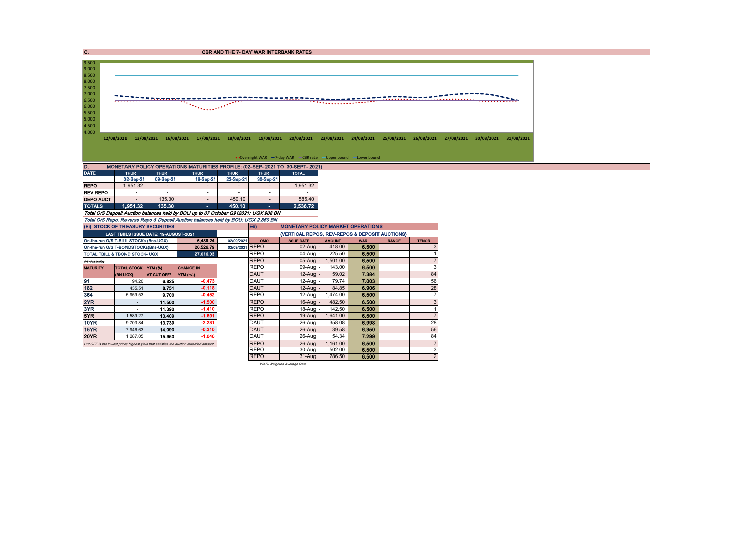## C. CBR AND THE 7- DAY WAR INTERBANK RATES

9.500
9.000
8.500
8.000
7.500
7.000
6.500
6.000
5.500
5.000
4.500
4.000

12/08/2021 13/08/2021 16/08/2021 17/08/2021 18/08/2021 19/08/2021 20/08/2021 23/08/2021 24/08/2021 25/08/2021 26/08/2021 27/08/2021 30/08/2021 31/08/2021

Overnight WAR — 7-day WAR — CBR rate — Upper bound — Lower bound

## D. MONETARY POLICY OPERATIONS MATURITIES PROFILE: (02-SEP- 2021 TO 30-SEPT- 2021)

| DATE | THUR | THUR | THUR | THUR | THUR | TOTAL |
|---|---|---|---|---|---|---|
| | 02-Sep-21 | 09-Sep-21 | 16-Sep-21 | 23-Sep-21 | 30-Sep-21 | |
| REPO | 1,951.32 | - | - | - | - | 1,951.32 |
| REV REPO | - | - | - | - | - | - |
| DEPO AUCT | - | 135.30 | - | 450.10 | - | 585.40 |
| TOTALS | 1,951.32 | 135.30 | - | 450.10 | - | 2,536.72 |

*Total O/S Deposit Auction balances held by BOU up to 07 October Q912021: UGX 908 BN*

*Total O/S Repo, Reverse Repo & Deposit Auction balances held by BOU: UGX 2,860 BN*

## (EI) STOCK OF TREASURY SECURITIES

| LAST TBIILS ISSUE DATE: 19-AUGUST-2021 | | | |
|---|---|---|---|
| On-the-run O/S T-BILL STOCKs (Bns-UGX) | | 6,489.24 | 02/09/2021 |
| On-the-run O/S T-BONDSTOCKs(Bns-UGX) | | 20,526.79 | 02/09/2021 |
| TOTAL TBILL & TBOND STOCK- UGX | | 27,016.03 | |

O/S=Outstanding

| MATURITY | TOTAL STOCK (BN UGX) | YTM (%) AT CUT OFF* | CHANGE IN YTM (+/-) |
|---|---|---|---|
| 91 | 94.20 | 6.825 | -0.473 |
| 182 | 435.51 | 8.751 | -0.118 |
| 364 | 5,959.53 | 9.700 | -0.452 |
| 2YR | - | 11.500 | -1.500 |
| 3YR | - | 11.390 | -1.410 |
| 5YR | 1,589.27 | 13.409 | -1.691 |
| 10YR | 9,703.84 | 13.739 | -2.231 |
| 15YR | 7,946.63 | 14.090 | -0.310 |
| 20YR | 1,287.05 | 15.950 | -1.040 |

*Cut OFF is the lowest price/ highest yield that satisfies the auction awarded amount.*

## EII) MONETARY POLICY MARKET OPERATIONS

(VERTICAL REPOS, REV-REPOS & DEPOSIT AUCTIONS)

| OMO | ISSUE DATE | AMOUNT | WAR | RANGE | TENOR |
|---|---|---|---|---|---|
| REPO | 02-Aug | 418.00 | 6.500 | | 3 |
| REPO | 04-Aug | 225.50 | 6.500 | | 1 |
| REPO | 05-Aug | 1,501.00 | 6.500 | | 7 |
| REPO | 09-Aug | 143.00 | 6.500 | | 3 |
| DAUT | 12-Aug | 59.02 | 7.384 | | 84 |
| DAUT | 12-Aug | 79.74 | 7.003 | | 56 |
| DAUT | 12-Aug | 84.85 | 6.906 | | 28 |
| REPO | 12-Aug | 1,474.00 | 6.500 | | 7 |
| REPO | 16-Aug | 482.50 | 6.500 | | 3 |
| REPO | 18-Aug | 142.50 | 6.500 | | 1 |
| REPO | 19-Aug | 1,641.00 | 6.500 | | 7 |
| DAUT | 26-Aug | 358.08 | 6.998 | | 28 |
| DAUT | 26-Aug | 39.58 | 6.950 | | 56 |
| DAUT | 26-Aug | 54.34 | 7.299 | | 84 |
| REPO | 26-Aug | 1,161.00 | 6.500 | | 7 |
| REPO | 30-Aug | 502.00 | 6.500 | | 3 |
| REPO | 31-Aug | 286.50 | 6.500 | | 2 |

*WAR-Weighted Average Rate*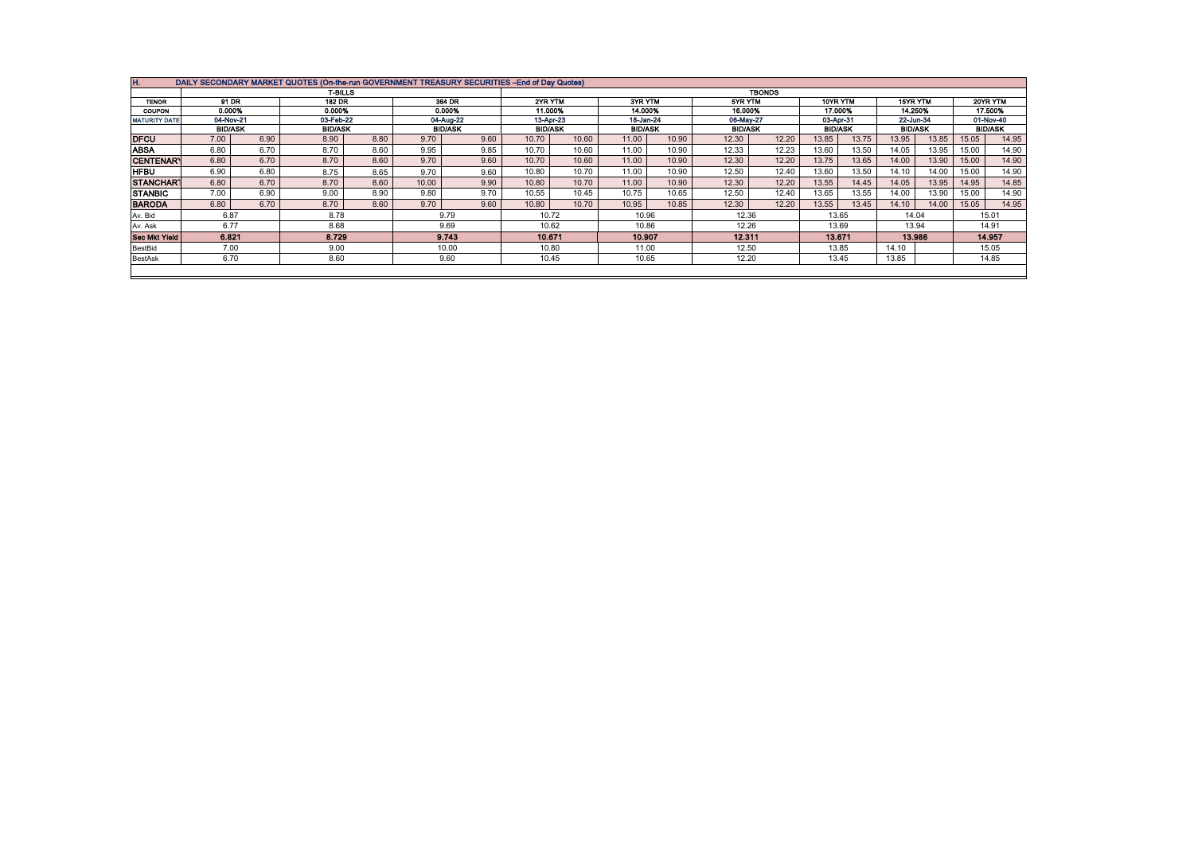| H. | DAILY SECONDARY MARKET QUOTES (On-the-run GOVERNMENT TREASURY SECURITIES –End of Day Quotes) | | | | | | | | | | | | | | | | | |
|---|---|---|---|---|---|---|---|---|---|---|---|---|---|---|---|---|---|---|
| | T-BILLS | | | | | | TBONDS | | | | | | | | | | | |
| TENOR | 91 DR | | 182 DR | | 364 DR | | 2YR YTM | | 3YR YTM | | 5YR YTM | | 10YR YTM | | 15YR YTM | | 20YR YTM | |
| COUPON | 0.000% | | 0.000% | | 0.000% | | 11.000% | | 14.000% | | 16.000% | | 17.000% | | 14.250% | | 17.500% | |
| MATURITY DATE | 04-Nov-21 | | 03-Feb-22 | | 04-Aug-22 | | 13-Apr-23 | | 18-Jan-24 | | 06-May-27 | | 03-Apr-31 | | 22-Jun-34 | | 01-Nov-40 | |
| | BID/ASK | | BID/ASK | | BID/ASK | | BID/ASK | | BID/ASK | | BID/ASK | | BID/ASK | | BID/ASK | | BID/ASK | |
| DFCU | 7.00 | 6.90 | 8.90 | 8.80 | 9.70 | 9.60 | 10.70 | 10.60 | 11.00 | 10.90 | 12.30 | 12.20 | 13.85 | 13.75 | 13.95 | 13.85 | 15.05 | 14.95 |
| ABSA | 6.80 | 6.70 | 8.70 | 8.60 | 9.95 | 9.85 | 10.70 | 10.60 | 11.00 | 10.90 | 12.33 | 12.23 | 13.60 | 13.50 | 14.05 | 13.95 | 15.00 | 14.90 |
| CENTENARY | 6.80 | 6.70 | 8.70 | 8.60 | 9.70 | 9.60 | 10.70 | 10.60 | 11.00 | 10.90 | 12.30 | 12.20 | 13.75 | 13.65 | 14.00 | 13.90 | 15.00 | 14.90 |
| HFBU | 6.90 | 6.80 | 8.75 | 8.65 | 9.70 | 9.60 | 10.80 | 10.70 | 11.00 | 10.90 | 12.50 | 12.40 | 13.60 | 13.50 | 14.10 | 14.00 | 15.00 | 14.90 |
| STANCHART | 6.80 | 6.70 | 8.70 | 8.60 | 10.00 | 9.90 | 10.80 | 10.70 | 11.00 | 10.90 | 12.30 | 12.20 | 13.55 | 14.45 | 14.05 | 13.95 | 14.95 | 14.85 |
| STANBIC | 7.00 | 6.90 | 9.00 | 8.90 | 9.80 | 9.70 | 10.55 | 10.45 | 10.75 | 10.65 | 12.50 | 12.40 | 13.65 | 13.55 | 14.00 | 13.90 | 15.00 | 14.90 |
| BARODA | 6.80 | 6.70 | 8.70 | 8.60 | 9.70 | 9.60 | 10.80 | 10.70 | 10.95 | 10.85 | 12.30 | 12.20 | 13.55 | 13.45 | 14.10 | 14.00 | 15.05 | 14.95 |
| Av. Bid | 6.87 | | 8.78 | | 9.79 | | 10.72 | | 10.96 | | 12.36 | | 13.65 | | 14.04 | | 15.01 | |
| Av. Ask | 6.77 | | 8.68 | | 9.69 | | 10.62 | | 10.86 | | 12.26 | | 13.69 | | 13.94 | | 14.91 | |
| Sec Mkt Yield | 6.821 | | 8.729 | | 9.743 | | 10.671 | | 10.907 | | 12.311 | | 13.671 | | 13.986 | | 14.957 | |
| BestBid | 7.00 | | 9.00 | | 10.00 | | 10.80 | | 11.00 | | 12.50 | | 13.85 | | 14.10 | | 15.05 | |
| BestAsk | 6.70 | | 8.60 | | 9.60 | | 10.45 | | 10.65 | | 12.20 | | 13.45 | | 13.85 | | 14.85 | |